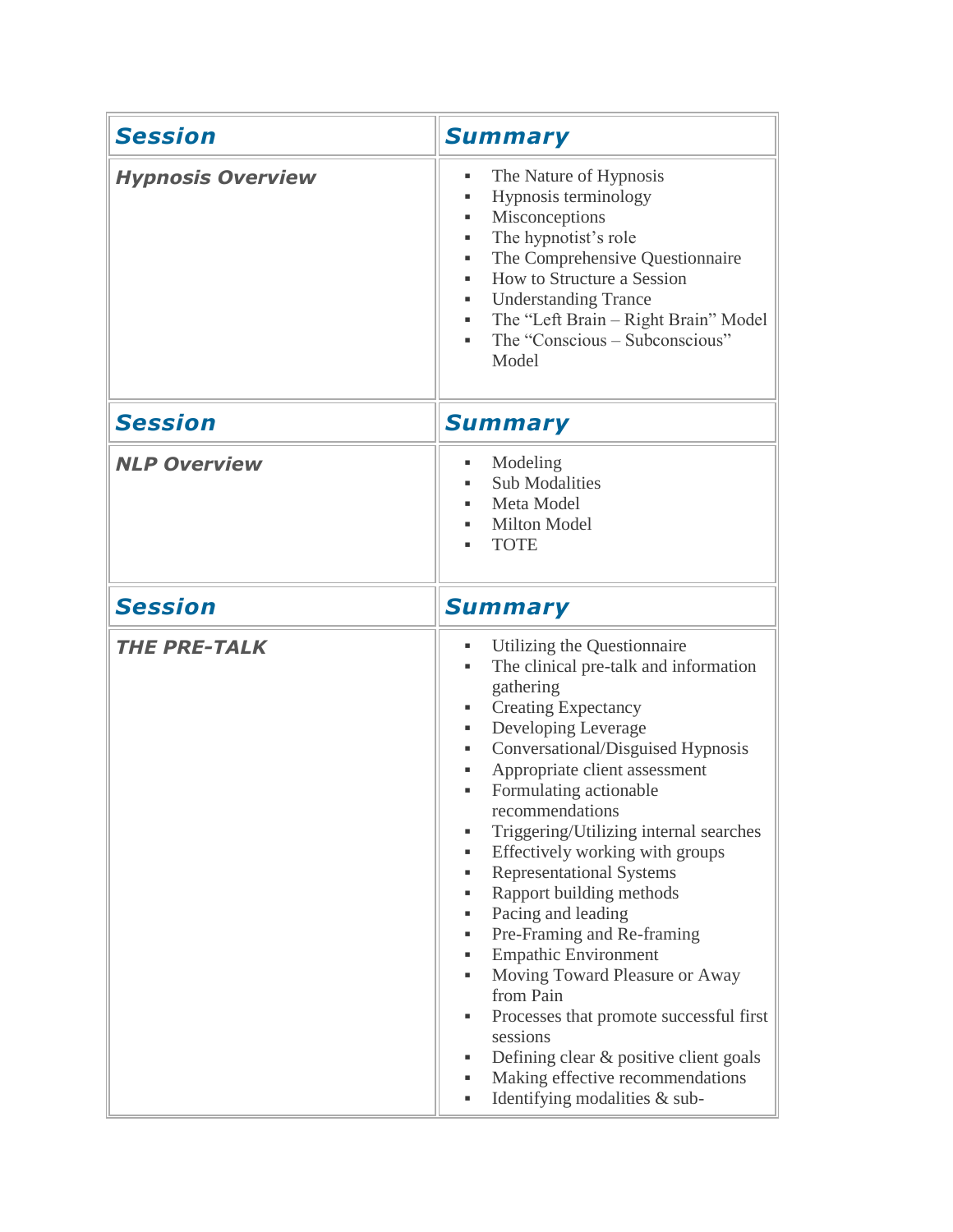| Session | Summary |
|---|---|
| ***Hypnosis Overview*** | ▪ The Nature of Hypnosis<br>▪ Hypnosis terminology<br>▪ Misconceptions<br>▪ The hypnotist's role<br>▪ The Comprehensive Questionnaire<br>▪ How to Structure a Session<br>▪ Understanding Trance<br>▪ The "Left Brain – Right Brain" Model<br>▪ The "Conscious – Subconscious" Model |

| Session | Summary |
|---|---|
| ***NLP Overview*** | ▪ Modeling<br>▪ Sub Modalities<br>▪ Meta Model<br>▪ Milton Model<br>▪ TOTE |

| Session | Summary |
|---|---|
| ***THE PRE-TALK*** | ▪ Utilizing the Questionnaire<br>▪ The clinical pre-talk and information gathering<br>▪ Creating Expectancy<br>▪ Developing Leverage<br>▪ Conversational/Disguised Hypnosis<br>▪ Appropriate client assessment<br>▪ Formulating actionable recommendations<br>▪ Triggering/Utilizing internal searches<br>▪ Effectively working with groups<br>▪ Representational Systems<br>▪ Rapport building methods<br>▪ Pacing and leading<br>▪ Pre-Framing and Re-framing<br>▪ Empathic Environment<br>▪ Moving Toward Pleasure or Away from Pain<br>▪ Processes that promote successful first sessions<br>▪ Defining clear & positive client goals<br>▪ Making effective recommendations<br>▪ Identifying modalities & sub- |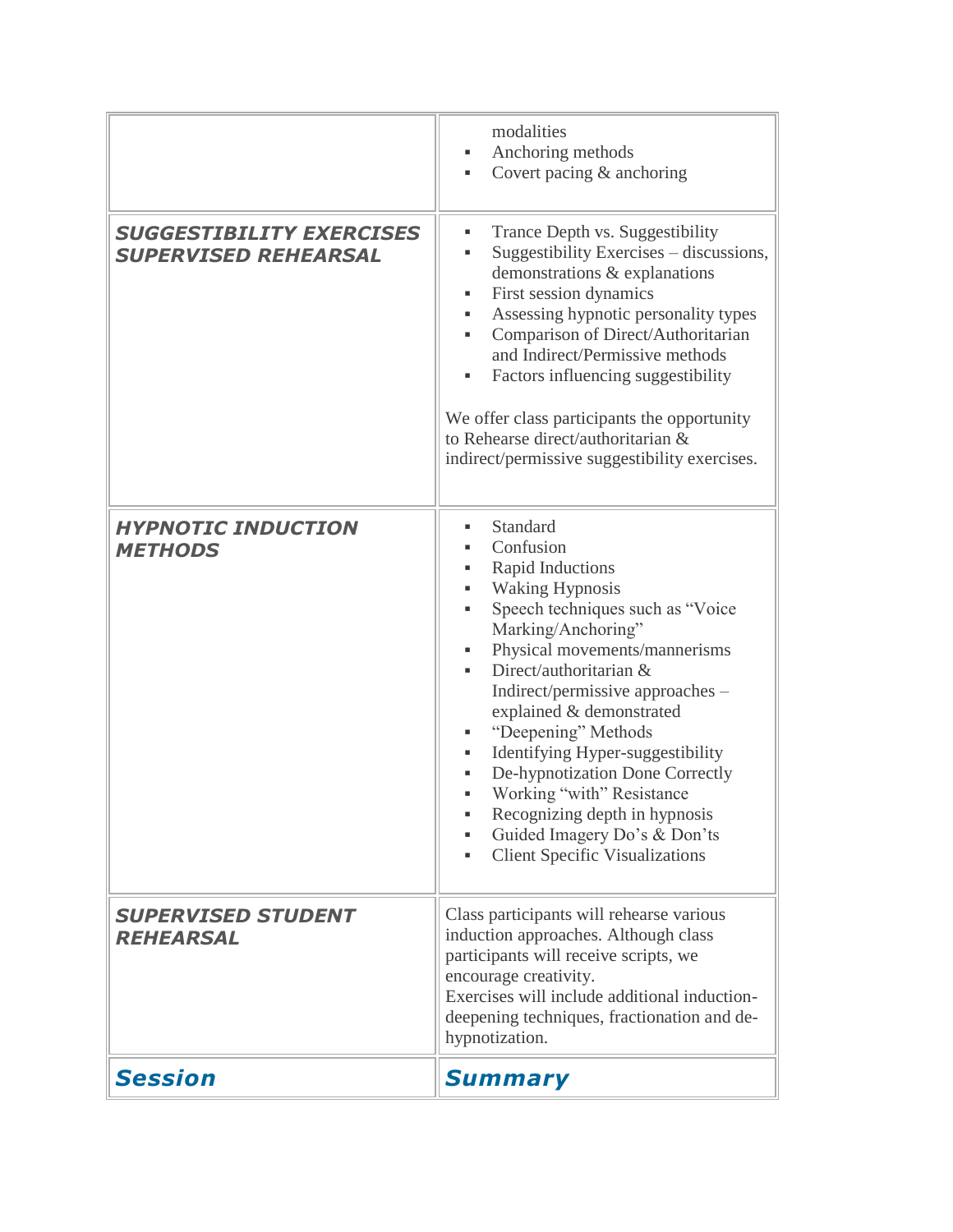| | |
|---|---|
| | modalities<br>▪ Anchoring methods<br>▪ Covert pacing & anchoring |
| ***SUGGESTIBILITY EXERCISES SUPERVISED REHEARSAL*** | ▪ Trance Depth vs. Suggestibility<br>▪ Suggestibility Exercises – discussions, demonstrations & explanations<br>▪ First session dynamics<br>▪ Assessing hypnotic personality types<br>▪ Comparison of Direct/Authoritarian and Indirect/Permissive methods<br>▪ Factors influencing suggestibility<br><br>We offer class participants the opportunity to Rehearse direct/authoritarian & indirect/permissive suggestibility exercises. |
| ***HYPNOTIC INDUCTION METHODS*** | ▪ Standard<br>▪ Confusion<br>▪ Rapid Inductions<br>▪ Waking Hypnosis<br>▪ Speech techniques such as "Voice Marking/Anchoring"<br>▪ Physical movements/mannerisms<br>▪ Direct/authoritarian & Indirect/permissive approaches – explained & demonstrated<br>▪ "Deepening" Methods<br>▪ Identifying Hyper-suggestibility<br>▪ De-hypnotization Done Correctly<br>▪ Working "with" Resistance<br>▪ Recognizing depth in hypnosis<br>▪ Guided Imagery Do's & Don'ts<br>▪ Client Specific Visualizations |
| ***SUPERVISED STUDENT REHEARSAL*** | Class participants will rehearse various induction approaches. Although class participants will receive scripts, we encourage creativity.<br>Exercises will include additional induction-deepening techniques, fractionation and de-hypnotization. |
| ***Session*** | ***Summary*** |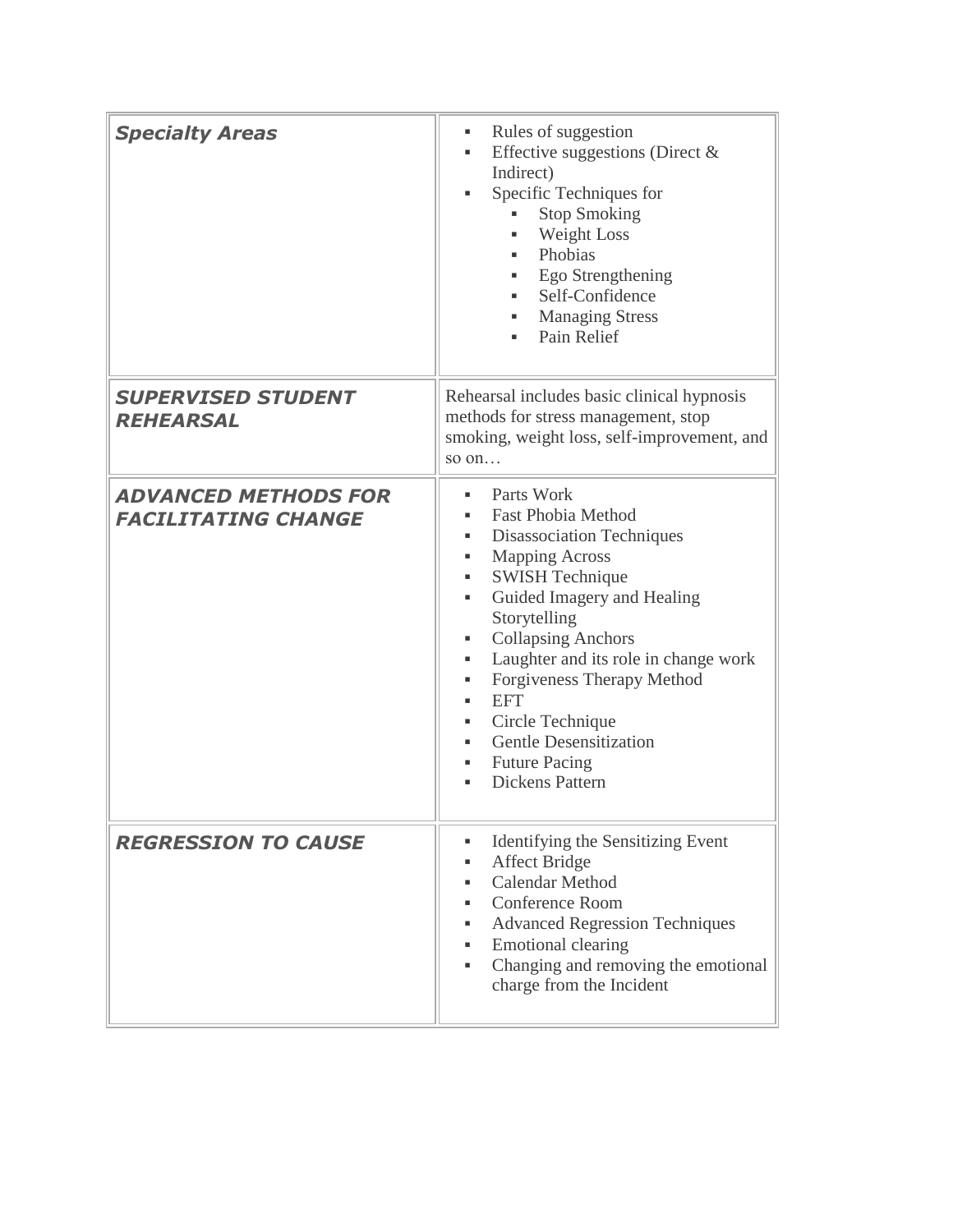| | |
|---|---|
| ***Specialty Areas*** | ▪ Rules of suggestion<br>▪ Effective suggestions (Direct & Indirect)<br>▪ Specific Techniques for<br>&nbsp;&nbsp;&nbsp;&nbsp;▪ Stop Smoking<br>&nbsp;&nbsp;&nbsp;&nbsp;▪ Weight Loss<br>&nbsp;&nbsp;&nbsp;&nbsp;▪ Phobias<br>&nbsp;&nbsp;&nbsp;&nbsp;▪ Ego Strengthening<br>&nbsp;&nbsp;&nbsp;&nbsp;▪ Self-Confidence<br>&nbsp;&nbsp;&nbsp;&nbsp;▪ Managing Stress<br>&nbsp;&nbsp;&nbsp;&nbsp;▪ Pain Relief |
| ***SUPERVISED STUDENT REHEARSAL*** | Rehearsal includes basic clinical hypnosis methods for stress management, stop smoking, weight loss, self-improvement, and so on… |
| ***ADVANCED METHODS FOR FACILITATING CHANGE*** | ▪ Parts Work<br>▪ Fast Phobia Method<br>▪ Disassociation Techniques<br>▪ Mapping Across<br>▪ SWISH Technique<br>▪ Guided Imagery and Healing Storytelling<br>▪ Collapsing Anchors<br>▪ Laughter and its role in change work<br>▪ Forgiveness Therapy Method<br>▪ EFT<br>▪ Circle Technique<br>▪ Gentle Desensitization<br>▪ Future Pacing<br>▪ Dickens Pattern |
| ***REGRESSION TO CAUSE*** | ▪ Identifying the Sensitizing Event<br>▪ Affect Bridge<br>▪ Calendar Method<br>▪ Conference Room<br>▪ Advanced Regression Techniques<br>▪ Emotional clearing<br>▪ Changing and removing the emotional charge from the Incident |